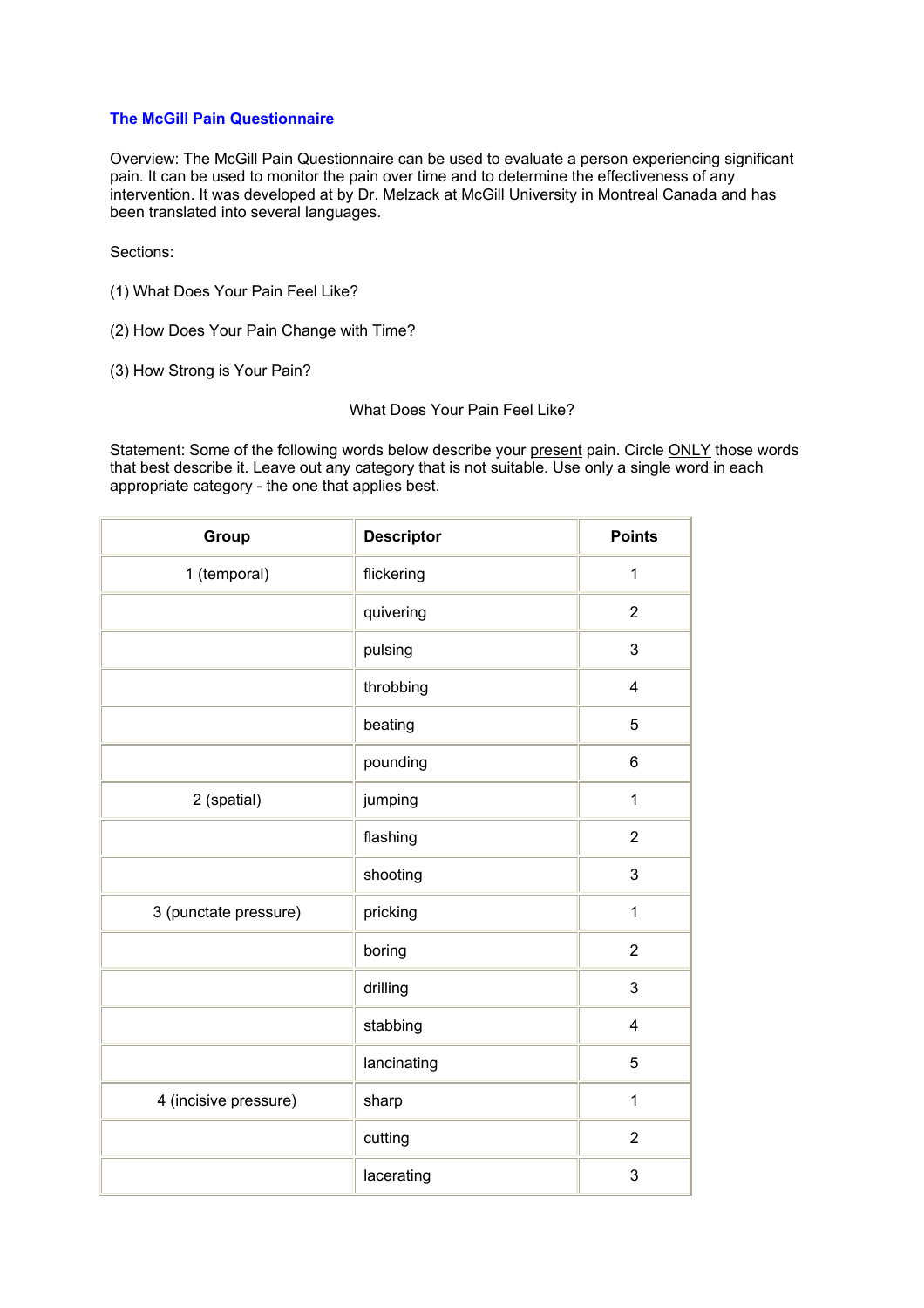# The McGill Pain Questionnaire

Overview: The McGill Pain Questionnaire can be used to evaluate a person experiencing significant pain. It can be used to monitor the pain over time and to determine the effectiveness of any intervention. It was developed at by Dr. Melzack at McGill University in Montreal Canada and has been translated into several languages.

Sections:

(1) What Does Your Pain Feel Like?

(2) How Does Your Pain Change with Time?

(3) How Strong is Your Pain?

## What Does Your Pain Feel Like?

Statement: Some of the following words below describe your present pain. Circle ONLY those words that best describe it. Leave out any category that is not suitable. Use only a single word in each appropriate category - the one that applies best.

| Group | Descriptor | Points |
|---|---|---|
| 1 (temporal) | flickering | 1 |
| | quivering | 2 |
| | pulsing | 3 |
| | throbbing | 4 |
| | beating | 5 |
| | pounding | 6 |
| 2 (spatial) | jumping | 1 |
| | flashing | 2 |
| | shooting | 3 |
| 3 (punctate pressure) | pricking | 1 |
| | boring | 2 |
| | drilling | 3 |
| | stabbing | 4 |
| | lancinating | 5 |
| 4 (incisive pressure) | sharp | 1 |
| | cutting | 2 |
| | lacerating | 3 |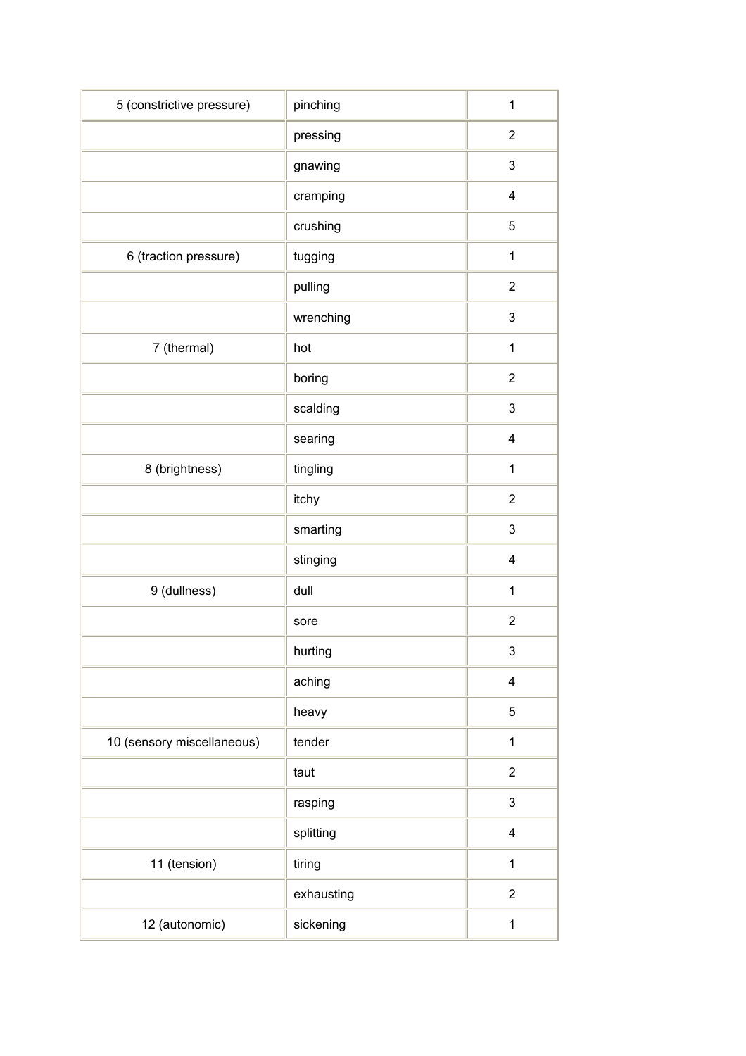| | | |
|---|---|---|
| 5 (constrictive pressure) | pinching | 1 |
| | pressing | 2 |
| | gnawing | 3 |
| | cramping | 4 |
| | crushing | 5 |
| 6 (traction pressure) | tugging | 1 |
| | pulling | 2 |
| | wrenching | 3 |
| 7 (thermal) | hot | 1 |
| | boring | 2 |
| | scalding | 3 |
| | searing | 4 |
| 8 (brightness) | tingling | 1 |
| | itchy | 2 |
| | smarting | 3 |
| | stinging | 4 |
| 9 (dullness) | dull | 1 |
| | sore | 2 |
| | hurting | 3 |
| | aching | 4 |
| | heavy | 5 |
| 10 (sensory miscellaneous) | tender | 1 |
| | taut | 2 |
| | rasping | 3 |
| | splitting | 4 |
| 11 (tension) | tiring | 1 |
| | exhausting | 2 |
| 12 (autonomic) | sickening | 1 |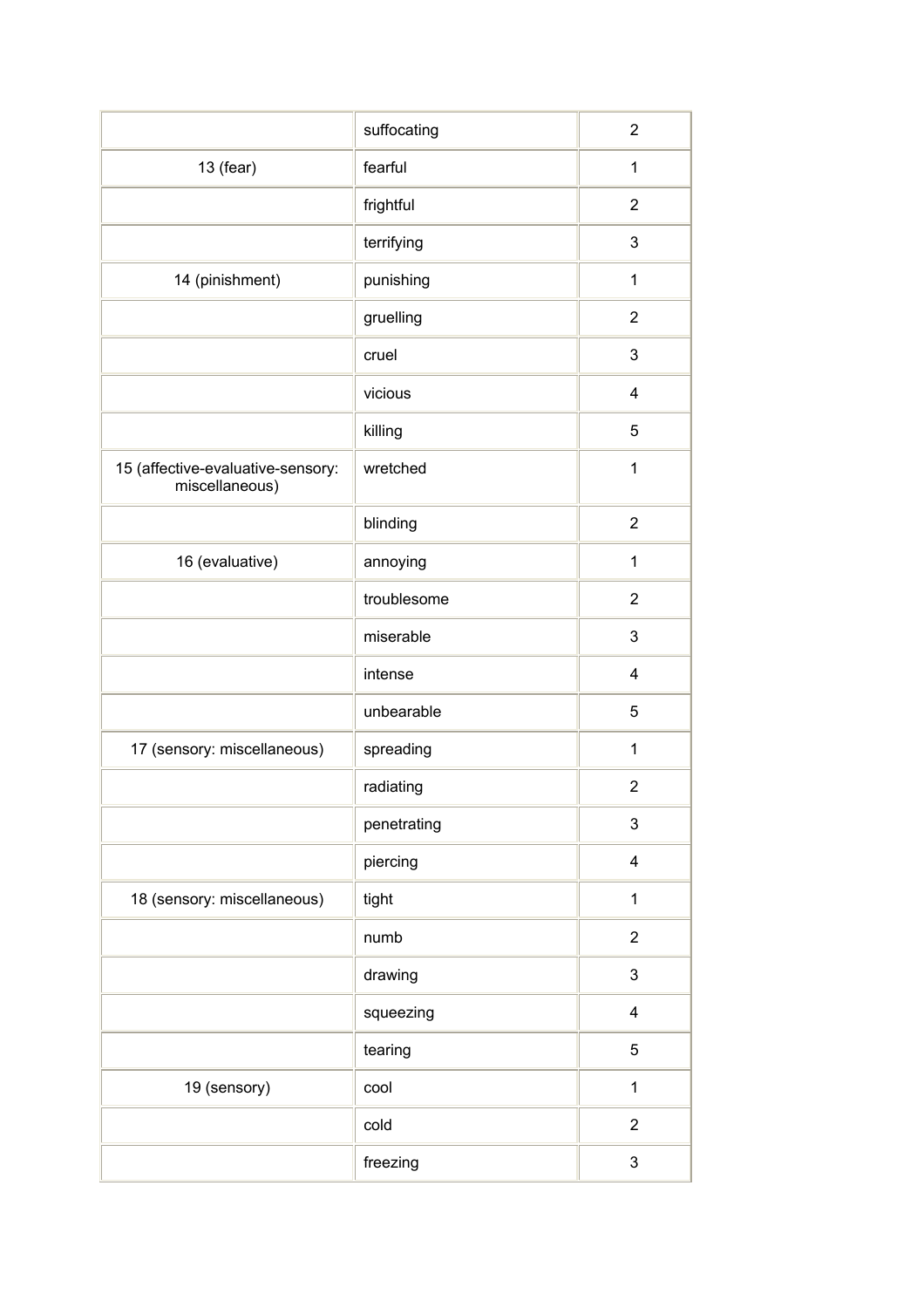| | | |
|---|---|---|
| | suffocating | 2 |
| 13 (fear) | fearful | 1 |
| | frightful | 2 |
| | terrifying | 3 |
| 14 (pinishment) | punishing | 1 |
| | gruelling | 2 |
| | cruel | 3 |
| | vicious | 4 |
| | killing | 5 |
| 15 (affective-evaluative-sensory: miscellaneous) | wretched | 1 |
| | blinding | 2 |
| 16 (evaluative) | annoying | 1 |
| | troublesome | 2 |
| | miserable | 3 |
| | intense | 4 |
| | unbearable | 5 |
| 17 (sensory: miscellaneous) | spreading | 1 |
| | radiating | 2 |
| | penetrating | 3 |
| | piercing | 4 |
| 18 (sensory: miscellaneous) | tight | 1 |
| | numb | 2 |
| | drawing | 3 |
| | squeezing | 4 |
| | tearing | 5 |
| 19 (sensory) | cool | 1 |
| | cold | 2 |
| | freezing | 3 |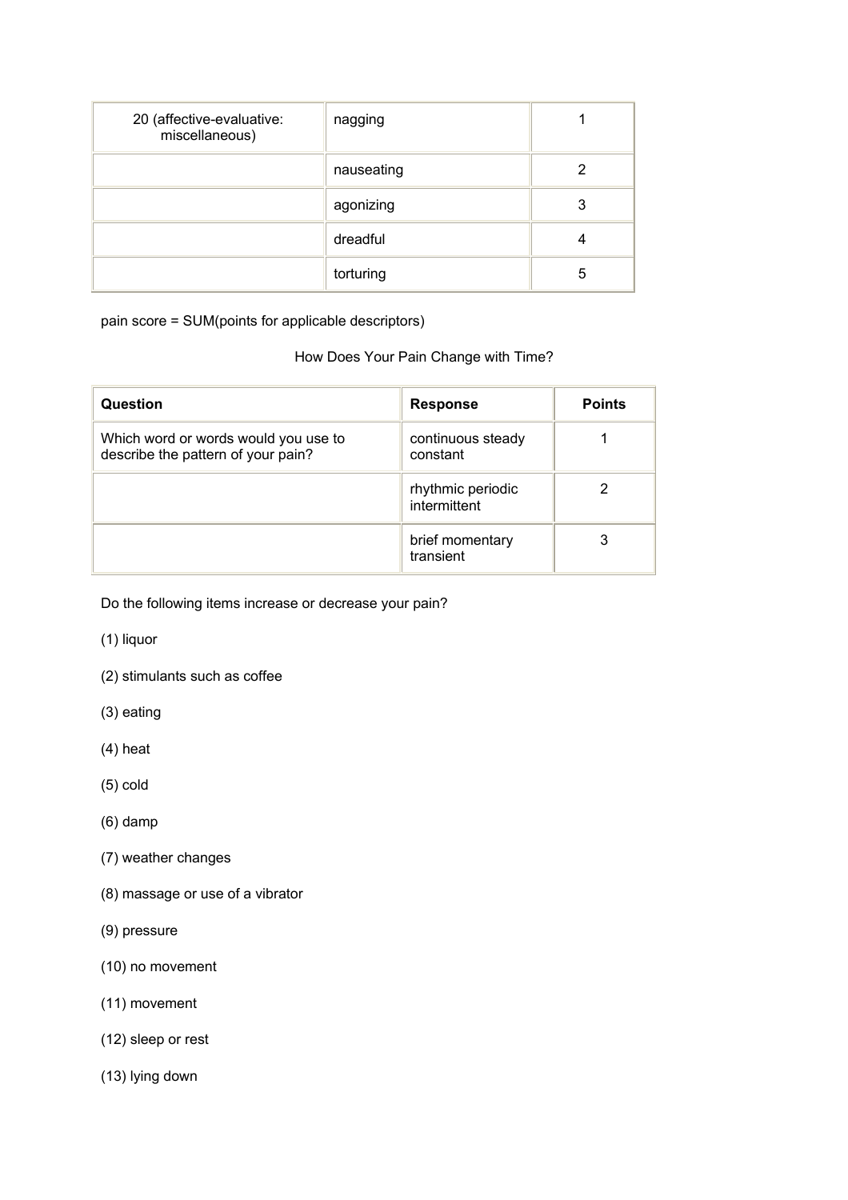| 20 (affective-evaluative: miscellaneous) | nagging | 1 |
|---|---|---|
| | nauseating | 2 |
| | agonizing | 3 |
| | dreadful | 4 |
| | torturing | 5 |

pain score = SUM(points for applicable descriptors)

How Does Your Pain Change with Time?

| Question | Response | Points |
|---|---|---|
| Which word or words would you use to describe the pattern of your pain? | continuous steady constant | 1 |
| | rhythmic periodic intermittent | 2 |
| | brief momentary transient | 3 |

Do the following items increase or decrease your pain?

(1) liquor

(2) stimulants such as coffee

(3) eating

(4) heat

(5) cold

(6) damp

(7) weather changes

(8) massage or use of a vibrator

(9) pressure

(10) no movement

(11) movement

(12) sleep or rest

(13) lying down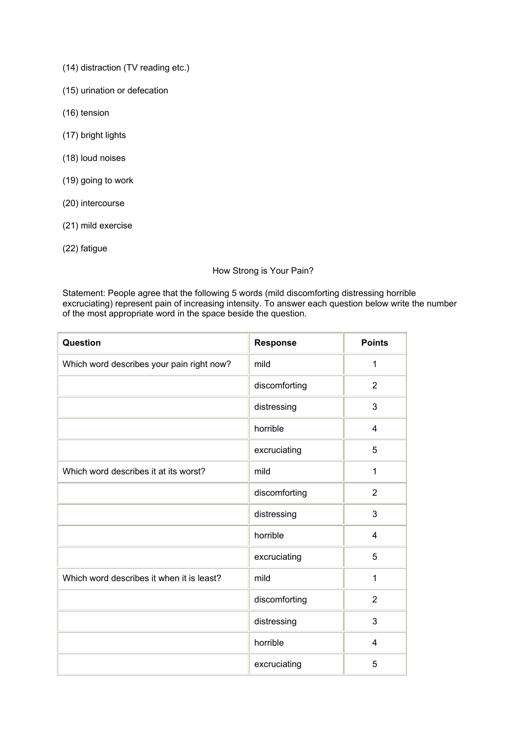(14) distraction (TV reading etc.)

(15) urination or defecation

(16) tension

(17) bright lights

(18) loud noises

(19) going to work

(20) intercourse

(21) mild exercise

(22) fatigue

How Strong is Your Pain?

Statement: People agree that the following 5 words (mild discomforting distressing horrible excruciating) represent pain of increasing intensity. To answer each question below write the number of the most appropriate word in the space beside the question.

| **Question** | **Response** | **Points** |
|---|---|---|
| Which word describes your pain right now? | mild | 1 |
| | discomforting | 2 |
| | distressing | 3 |
| | horrible | 4 |
| | excruciating | 5 |
| Which word describes it at its worst? | mild | 1 |
| | discomforting | 2 |
| | distressing | 3 |
| | horrible | 4 |
| | excruciating | 5 |
| Which word describes it when it is least? | mild | 1 |
| | discomforting | 2 |
| | distressing | 3 |
| | horrible | 4 |
| | excruciating | 5 |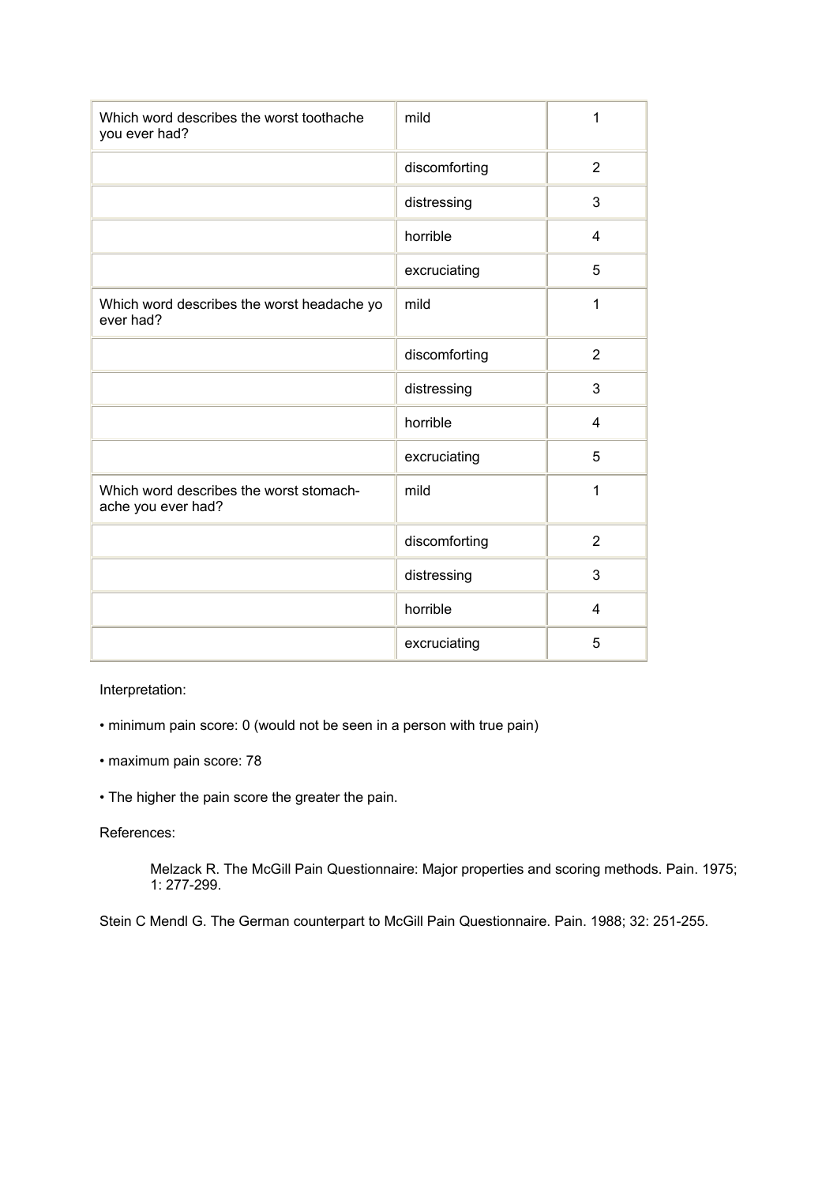| | | |
|---|---|---|
| Which word describes the worst toothache you ever had? | mild | 1 |
| | discomforting | 2 |
| | distressing | 3 |
| | horrible | 4 |
| | excruciating | 5 |
| Which word describes the worst headache yo ever had? | mild | 1 |
| | discomforting | 2 |
| | distressing | 3 |
| | horrible | 4 |
| | excruciating | 5 |
| Which word describes the worst stomach-ache you ever had? | mild | 1 |
| | discomforting | 2 |
| | distressing | 3 |
| | horrible | 4 |
| | excruciating | 5 |

Interpretation:

• minimum pain score: 0 (would not be seen in a person with true pain)

• maximum pain score: 78

• The higher the pain score the greater the pain.

References:

Melzack R. The McGill Pain Questionnaire: Major properties and scoring methods. Pain. 1975; 1: 277-299.

Stein C Mendl G. The German counterpart to McGill Pain Questionnaire. Pain. 1988; 32: 251-255.